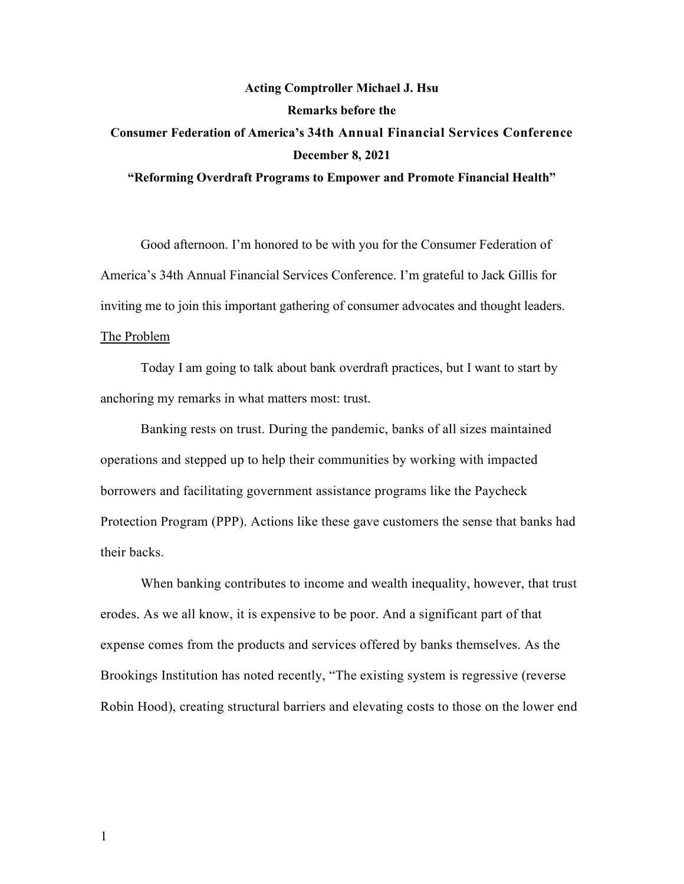**Acting Comptroller Michael J. Hsu**

**Remarks before the**

**Consumer Federation of America's 34th Annual Financial Services Conference**

**December 8, 2021**

**"Reforming Overdraft Programs to Empower and Promote Financial Health"**

Good afternoon. I'm honored to be with you for the Consumer Federation of America's 34th Annual Financial Services Conference. I'm grateful to Jack Gillis for inviting me to join this important gathering of consumer advocates and thought leaders.

## The Problem

Today I am going to talk about bank overdraft practices, but I want to start by anchoring my remarks in what matters most: trust.

Banking rests on trust. During the pandemic, banks of all sizes maintained operations and stepped up to help their communities by working with impacted borrowers and facilitating government assistance programs like the Paycheck Protection Program (PPP). Actions like these gave customers the sense that banks had their backs.

When banking contributes to income and wealth inequality, however, that trust erodes. As we all know, it is expensive to be poor. And a significant part of that expense comes from the products and services offered by banks themselves. As the Brookings Institution has noted recently, "The existing system is regressive (reverse Robin Hood), creating structural barriers and elevating costs to those on the lower end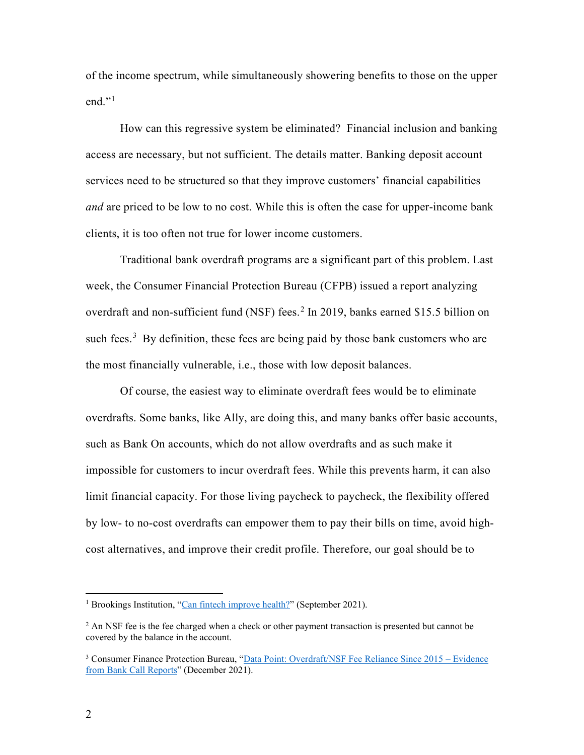of the income spectrum, while simultaneously showering benefits to those on the upper end."[1]

How can this regressive system be eliminated? Financial inclusion and banking access are necessary, but not sufficient. The details matter. Banking deposit account services need to be structured so that they improve customers' financial capabilities *and* are priced to be low to no cost. While this is often the case for upper-income bank clients, it is too often not true for lower income customers.

Traditional bank overdraft programs are a significant part of this problem. Last week, the Consumer Financial Protection Bureau (CFPB) issued a report analyzing overdraft and non-sufficient fund (NSF) fees.[2] In 2019, banks earned $15.5 billion on such fees.[3] By definition, these fees are being paid by those bank customers who are the most financially vulnerable, i.e., those with low deposit balances.

Of course, the easiest way to eliminate overdraft fees would be to eliminate overdrafts. Some banks, like Ally, are doing this, and many banks offer basic accounts, such as Bank On accounts, which do not allow overdrafts and as such make it impossible for customers to incur overdraft fees. While this prevents harm, it can also limit financial capacity. For those living paycheck to paycheck, the flexibility offered by low- to no-cost overdrafts can empower them to pay their bills on time, avoid high-cost alternatives, and improve their credit profile. Therefore, our goal should be to

---

[1] Brookings Institution, "Can fintech improve health?" (September 2021).

[2] An NSF fee is the fee charged when a check or other payment transaction is presented but cannot be covered by the balance in the account.

[3] Consumer Finance Protection Bureau, "Data Point: Overdraft/NSF Fee Reliance Since 2015 – Evidence from Bank Call Reports" (December 2021).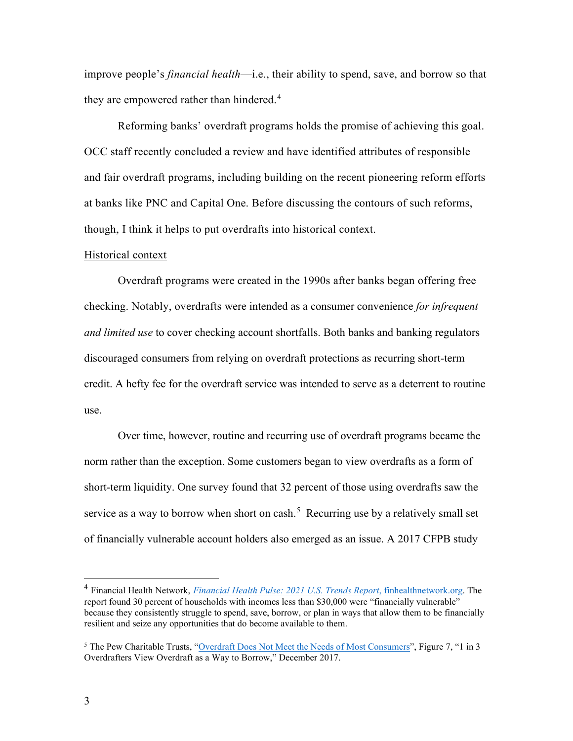improve people's *financial health*—i.e., their ability to spend, save, and borrow so that they are empowered rather than hindered.[4]

Reforming banks' overdraft programs holds the promise of achieving this goal. OCC staff recently concluded a review and have identified attributes of responsible and fair overdraft programs, including building on the recent pioneering reform efforts at banks like PNC and Capital One. Before discussing the contours of such reforms, though, I think it helps to put overdrafts into historical context.

## Historical context

Overdraft programs were created in the 1990s after banks began offering free checking. Notably, overdrafts were intended as a consumer convenience *for infrequent and limited use* to cover checking account shortfalls. Both banks and banking regulators discouraged consumers from relying on overdraft protections as recurring short-term credit. A hefty fee for the overdraft service was intended to serve as a deterrent to routine use.

Over time, however, routine and recurring use of overdraft programs became the norm rather than the exception. Some customers began to view overdrafts as a form of short-term liquidity. One survey found that 32 percent of those using overdrafts saw the service as a way to borrow when short on cash.[5] Recurring use by a relatively small set of financially vulnerable account holders also emerged as an issue. A 2017 CFPB study

---

[4] Financial Health Network, *Financial Health Pulse: 2021 U.S. Trends Report*, finhealthnetwork.org. The report found 30 percent of households with incomes less than $30,000 were "financially vulnerable" because they consistently struggle to spend, save, borrow, or plan in ways that allow them to be financially resilient and seize any opportunities that do become available to them.

[5] The Pew Charitable Trusts, "Overdraft Does Not Meet the Needs of Most Consumers", Figure 7, "1 in 3 Overdrafters View Overdraft as a Way to Borrow," December 2017.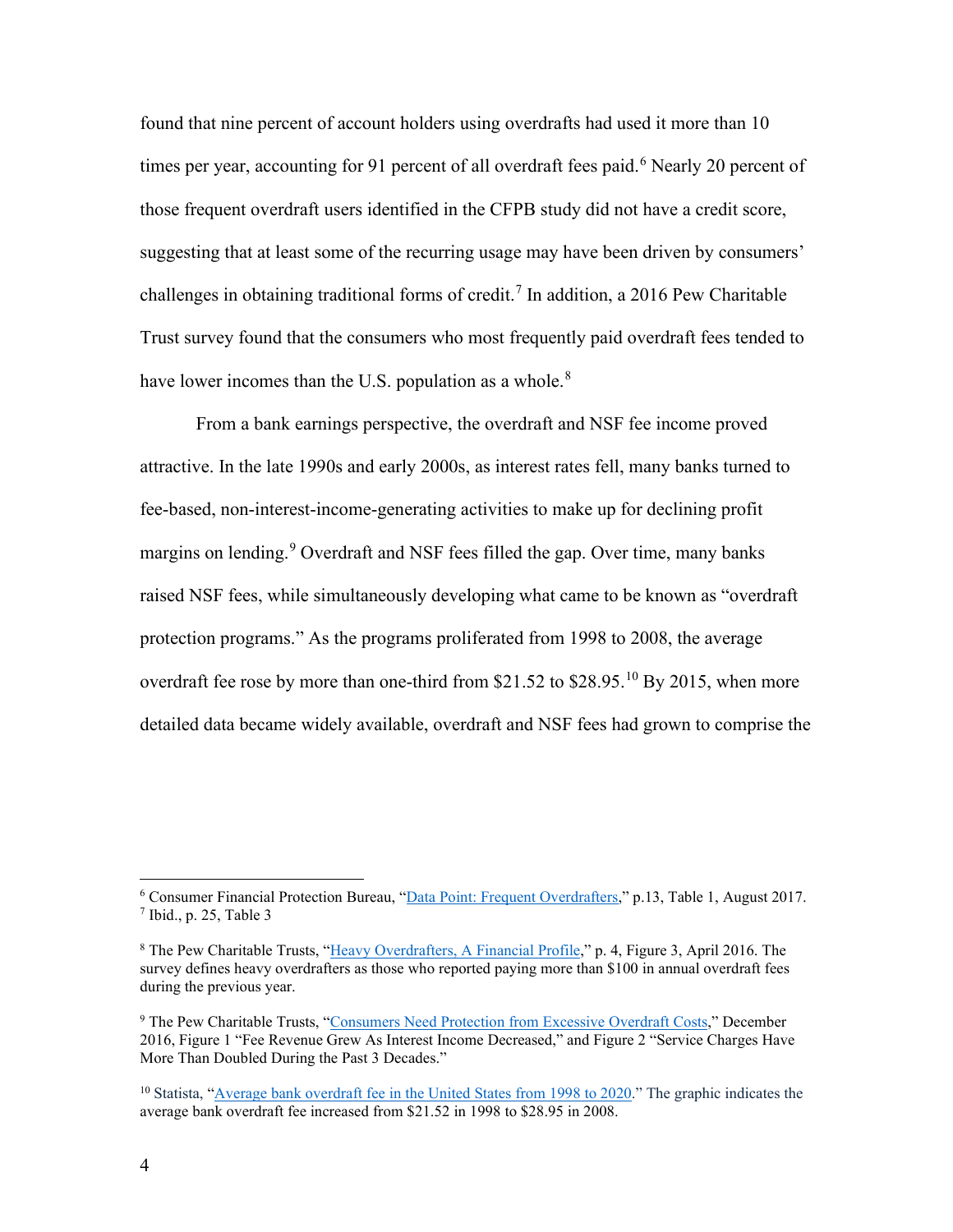found that nine percent of account holders using overdrafts had used it more than 10 times per year, accounting for 91 percent of all overdraft fees paid.[6] Nearly 20 percent of those frequent overdraft users identified in the CFPB study did not have a credit score, suggesting that at least some of the recurring usage may have been driven by consumers' challenges in obtaining traditional forms of credit.[7] In addition, a 2016 Pew Charitable Trust survey found that the consumers who most frequently paid overdraft fees tended to have lower incomes than the U.S. population as a whole.[8]

From a bank earnings perspective, the overdraft and NSF fee income proved attractive. In the late 1990s and early 2000s, as interest rates fell, many banks turned to fee-based, non-interest-income-generating activities to make up for declining profit margins on lending.[9] Overdraft and NSF fees filled the gap. Over time, many banks raised NSF fees, while simultaneously developing what came to be known as "overdraft protection programs." As the programs proliferated from 1998 to 2008, the average overdraft fee rose by more than one-third from $21.52 to $28.95.[10] By 2015, when more detailed data became widely available, overdraft and NSF fees had grown to comprise the

---

[6] Consumer Financial Protection Bureau, "Data Point: Frequent Overdrafters," p.13, Table 1, August 2017.
[7] Ibid., p. 25, Table 3

[8] The Pew Charitable Trusts, "Heavy Overdrafters, A Financial Profile," p. 4, Figure 3, April 2016. The survey defines heavy overdrafters as those who reported paying more than $100 in annual overdraft fees during the previous year.

[9] The Pew Charitable Trusts, "Consumers Need Protection from Excessive Overdraft Costs," December 2016, Figure 1 "Fee Revenue Grew As Interest Income Decreased," and Figure 2 "Service Charges Have More Than Doubled During the Past 3 Decades."

[10] Statista, "Average bank overdraft fee in the United States from 1998 to 2020." The graphic indicates the average bank overdraft fee increased from $21.52 in 1998 to $28.95 in 2008.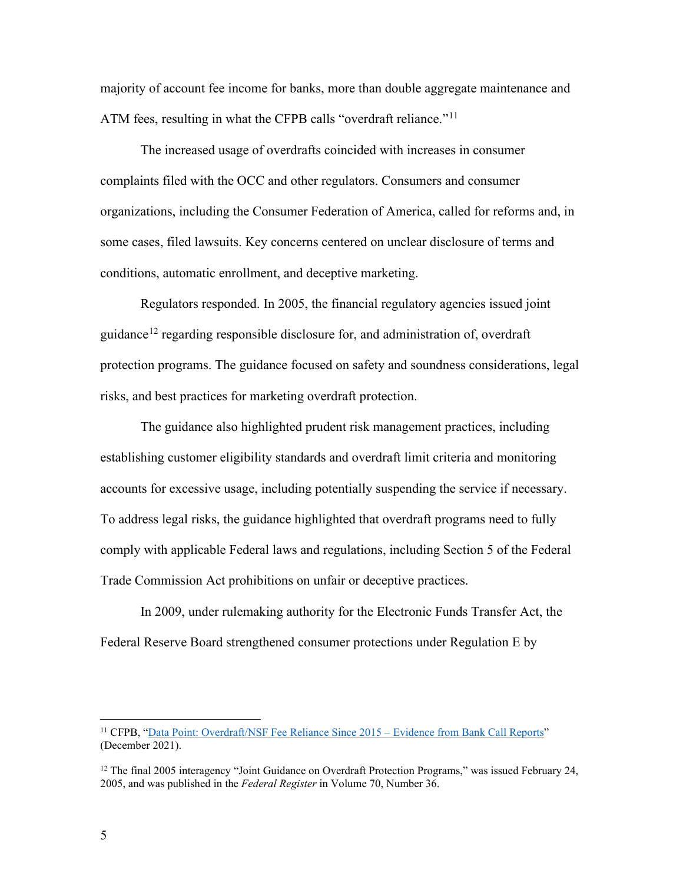majority of account fee income for banks, more than double aggregate maintenance and ATM fees, resulting in what the CFPB calls "overdraft reliance."[11]

The increased usage of overdrafts coincided with increases in consumer complaints filed with the OCC and other regulators. Consumers and consumer organizations, including the Consumer Federation of America, called for reforms and, in some cases, filed lawsuits. Key concerns centered on unclear disclosure of terms and conditions, automatic enrollment, and deceptive marketing.

Regulators responded. In 2005, the financial regulatory agencies issued joint guidance[12] regarding responsible disclosure for, and administration of, overdraft protection programs. The guidance focused on safety and soundness considerations, legal risks, and best practices for marketing overdraft protection.

The guidance also highlighted prudent risk management practices, including establishing customer eligibility standards and overdraft limit criteria and monitoring accounts for excessive usage, including potentially suspending the service if necessary. To address legal risks, the guidance highlighted that overdraft programs need to fully comply with applicable Federal laws and regulations, including Section 5 of the Federal Trade Commission Act prohibitions on unfair or deceptive practices.

In 2009, under rulemaking authority for the Electronic Funds Transfer Act, the Federal Reserve Board strengthened consumer protections under Regulation E by

---

[11] CFPB, "Data Point: Overdraft/NSF Fee Reliance Since 2015 – Evidence from Bank Call Reports" (December 2021).

[12] The final 2005 interagency "Joint Guidance on Overdraft Protection Programs," was issued February 24, 2005, and was published in the *Federal Register* in Volume 70, Number 36.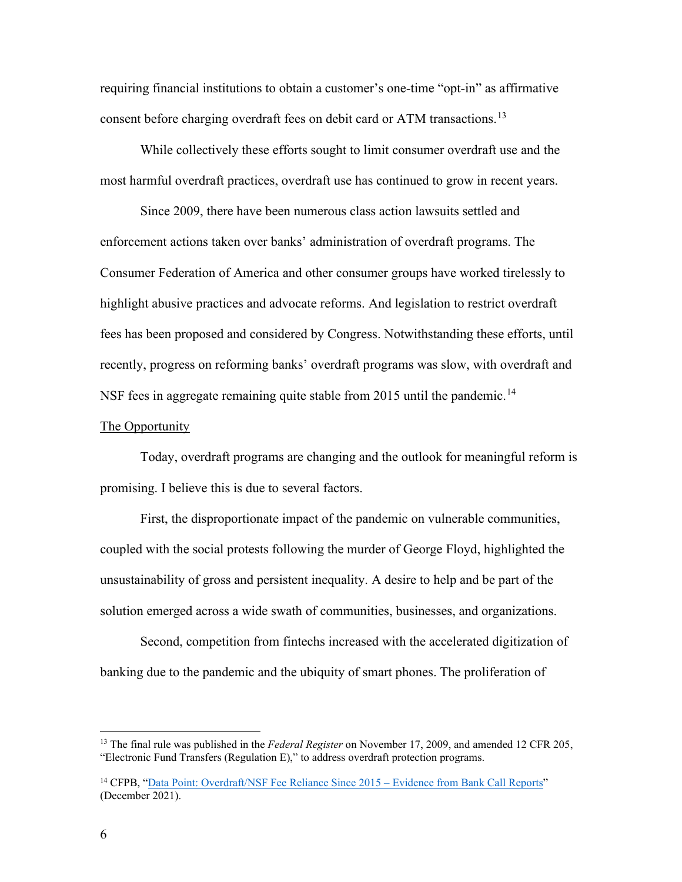requiring financial institutions to obtain a customer's one-time "opt-in" as affirmative consent before charging overdraft fees on debit card or ATM transactions.[13]

While collectively these efforts sought to limit consumer overdraft use and the most harmful overdraft practices, overdraft use has continued to grow in recent years.

Since 2009, there have been numerous class action lawsuits settled and enforcement actions taken over banks' administration of overdraft programs. The Consumer Federation of America and other consumer groups have worked tirelessly to highlight abusive practices and advocate reforms. And legislation to restrict overdraft fees has been proposed and considered by Congress. Notwithstanding these efforts, until recently, progress on reforming banks' overdraft programs was slow, with overdraft and NSF fees in aggregate remaining quite stable from 2015 until the pandemic.[14]

The Opportunity

Today, overdraft programs are changing and the outlook for meaningful reform is promising. I believe this is due to several factors.

First, the disproportionate impact of the pandemic on vulnerable communities, coupled with the social protests following the murder of George Floyd, highlighted the unsustainability of gross and persistent inequality. A desire to help and be part of the solution emerged across a wide swath of communities, businesses, and organizations.

Second, competition from fintechs increased with the accelerated digitization of banking due to the pandemic and the ubiquity of smart phones. The proliferation of

---

[13] The final rule was published in the *Federal Register* on November 17, 2009, and amended 12 CFR 205, "Electronic Fund Transfers (Regulation E)," to address overdraft protection programs.

[14] CFPB, "Data Point: Overdraft/NSF Fee Reliance Since 2015 – Evidence from Bank Call Reports" (December 2021).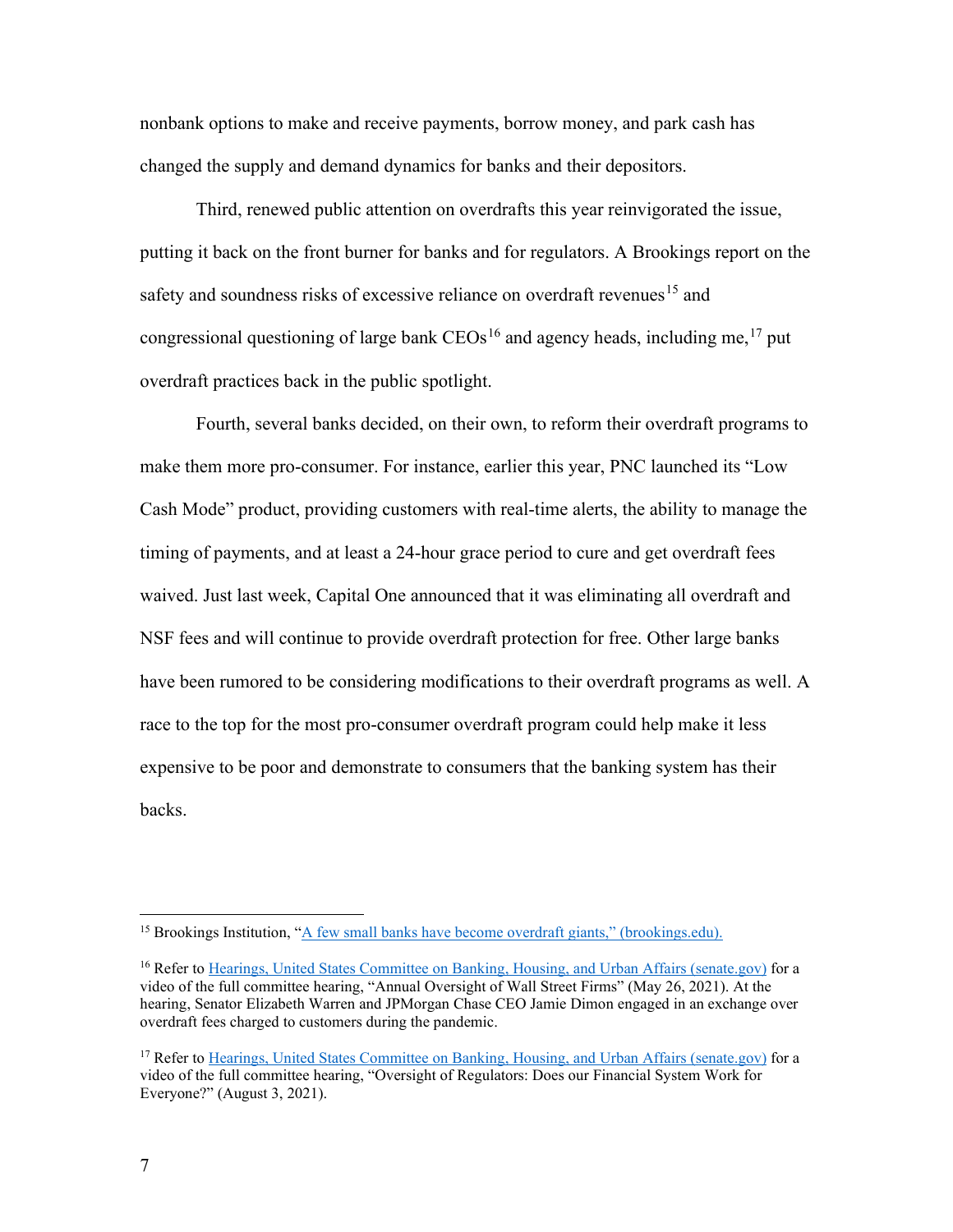nonbank options to make and receive payments, borrow money, and park cash has changed the supply and demand dynamics for banks and their depositors.

Third, renewed public attention on overdrafts this year reinvigorated the issue, putting it back on the front burner for banks and for regulators. A Brookings report on the safety and soundness risks of excessive reliance on overdraft revenues[15] and congressional questioning of large bank CEOs[16] and agency heads, including me,[17] put overdraft practices back in the public spotlight.

Fourth, several banks decided, on their own, to reform their overdraft programs to make them more pro-consumer. For instance, earlier this year, PNC launched its "Low Cash Mode" product, providing customers with real-time alerts, the ability to manage the timing of payments, and at least a 24-hour grace period to cure and get overdraft fees waived. Just last week, Capital One announced that it was eliminating all overdraft and NSF fees and will continue to provide overdraft protection for free. Other large banks have been rumored to be considering modifications to their overdraft programs as well. A race to the top for the most pro-consumer overdraft program could help make it less expensive to be poor and demonstrate to consumers that the banking system has their backs.

---

[15] Brookings Institution, "A few small banks have become overdraft giants," (brookings.edu).

[16] Refer to Hearings, United States Committee on Banking, Housing, and Urban Affairs (senate.gov) for a video of the full committee hearing, "Annual Oversight of Wall Street Firms" (May 26, 2021). At the hearing, Senator Elizabeth Warren and JPMorgan Chase CEO Jamie Dimon engaged in an exchange over overdraft fees charged to customers during the pandemic.

[17] Refer to Hearings, United States Committee on Banking, Housing, and Urban Affairs (senate.gov) for a video of the full committee hearing, "Oversight of Regulators: Does our Financial System Work for Everyone?" (August 3, 2021).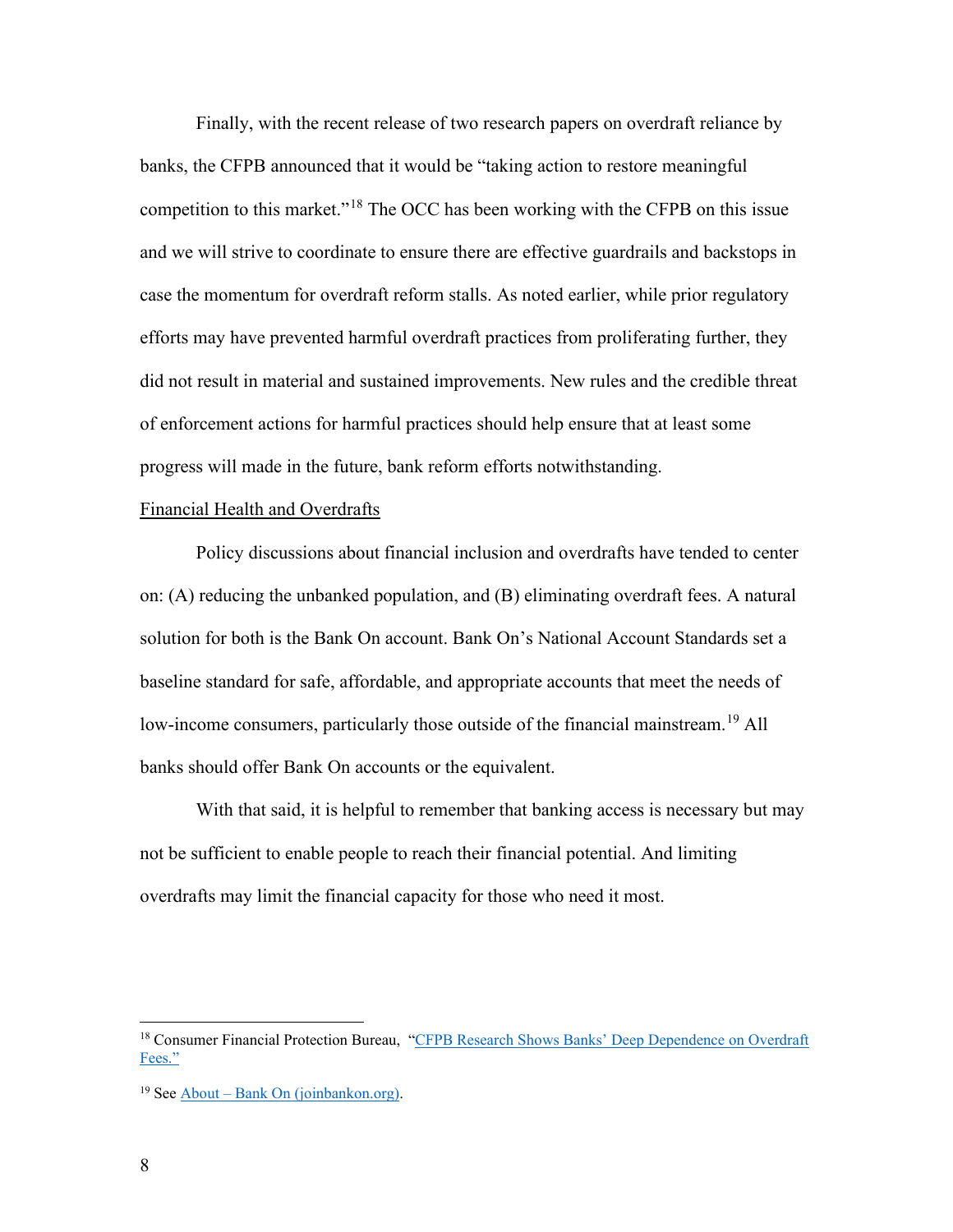Finally, with the recent release of two research papers on overdraft reliance by banks, the CFPB announced that it would be "taking action to restore meaningful competition to this market."[18] The OCC has been working with the CFPB on this issue and we will strive to coordinate to ensure there are effective guardrails and backstops in case the momentum for overdraft reform stalls. As noted earlier, while prior regulatory efforts may have prevented harmful overdraft practices from proliferating further, they did not result in material and sustained improvements. New rules and the credible threat of enforcement actions for harmful practices should help ensure that at least some progress will made in the future, bank reform efforts notwithstanding.

<u>Financial Health and Overdrafts</u>

Policy discussions about financial inclusion and overdrafts have tended to center on: (A) reducing the unbanked population, and (B) eliminating overdraft fees. A natural solution for both is the Bank On account. Bank On's National Account Standards set a baseline standard for safe, affordable, and appropriate accounts that meet the needs of low-income consumers, particularly those outside of the financial mainstream.[19] All banks should offer Bank On accounts or the equivalent.

With that said, it is helpful to remember that banking access is necessary but may not be sufficient to enable people to reach their financial potential. And limiting overdrafts may limit the financial capacity for those who need it most.

---

[18] Consumer Financial Protection Bureau, "[CFPB Research Shows Banks' Deep Dependence on Overdraft Fees.](#)"

[19] See [About – Bank On (joinbankon.org)](#).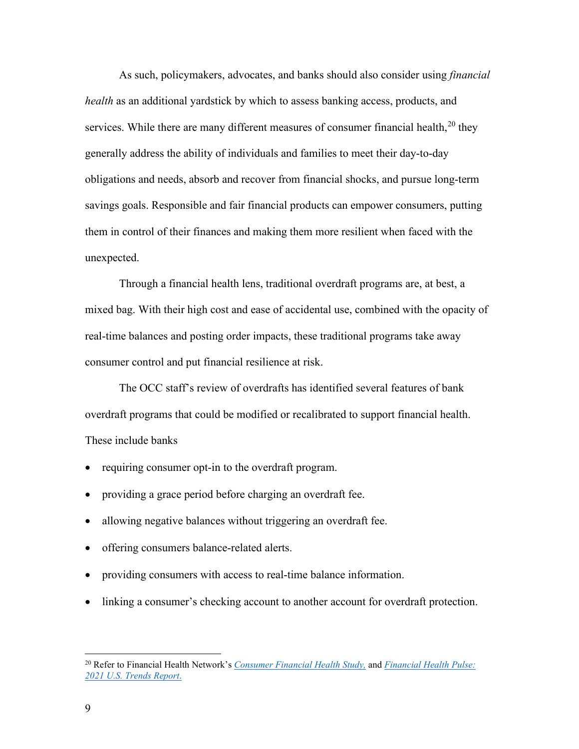As such, policymakers, advocates, and banks should also consider using *financial health* as an additional yardstick by which to assess banking access, products, and services. While there are many different measures of consumer financial health,[20] they generally address the ability of individuals and families to meet their day-to-day obligations and needs, absorb and recover from financial shocks, and pursue long-term savings goals. Responsible and fair financial products can empower consumers, putting them in control of their finances and making them more resilient when faced with the unexpected.

Through a financial health lens, traditional overdraft programs are, at best, a mixed bag. With their high cost and ease of accidental use, combined with the opacity of real-time balances and posting order impacts, these traditional programs take away consumer control and put financial resilience at risk.

The OCC staff's review of overdrafts has identified several features of bank overdraft programs that could be modified or recalibrated to support financial health. These include banks

- requiring consumer opt-in to the overdraft program.
- providing a grace period before charging an overdraft fee.
- allowing negative balances without triggering an overdraft fee.
- offering consumers balance-related alerts.
- providing consumers with access to real-time balance information.
- linking a consumer's checking account to another account for overdraft protection.

---

[20] Refer to Financial Health Network's *Consumer Financial Health Study,* and *Financial Health Pulse: 2021 U.S. Trends Report.*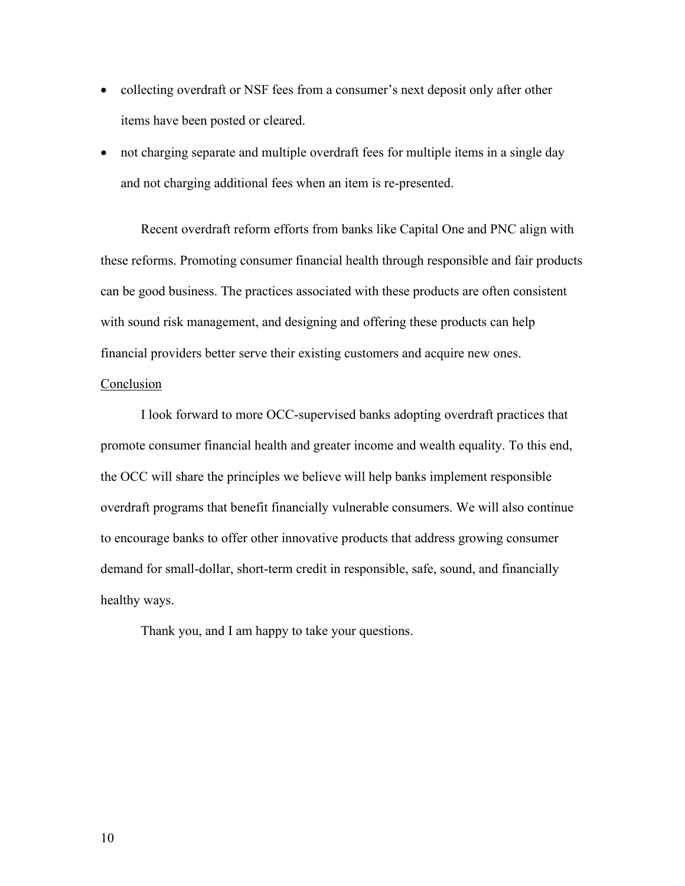- collecting overdraft or NSF fees from a consumer's next deposit only after other items have been posted or cleared.
- not charging separate and multiple overdraft fees for multiple items in a single day and not charging additional fees when an item is re-presented.

Recent overdraft reform efforts from banks like Capital One and PNC align with these reforms. Promoting consumer financial health through responsible and fair products can be good business. The practices associated with these products are often consistent with sound risk management, and designing and offering these products can help financial providers better serve their existing customers and acquire new ones.

## Conclusion

I look forward to more OCC-supervised banks adopting overdraft practices that promote consumer financial health and greater income and wealth equality. To this end, the OCC will share the principles we believe will help banks implement responsible overdraft programs that benefit financially vulnerable consumers. We will also continue to encourage banks to offer other innovative products that address growing consumer demand for small-dollar, short-term credit in responsible, safe, sound, and financially healthy ways.

Thank you, and I am happy to take your questions.